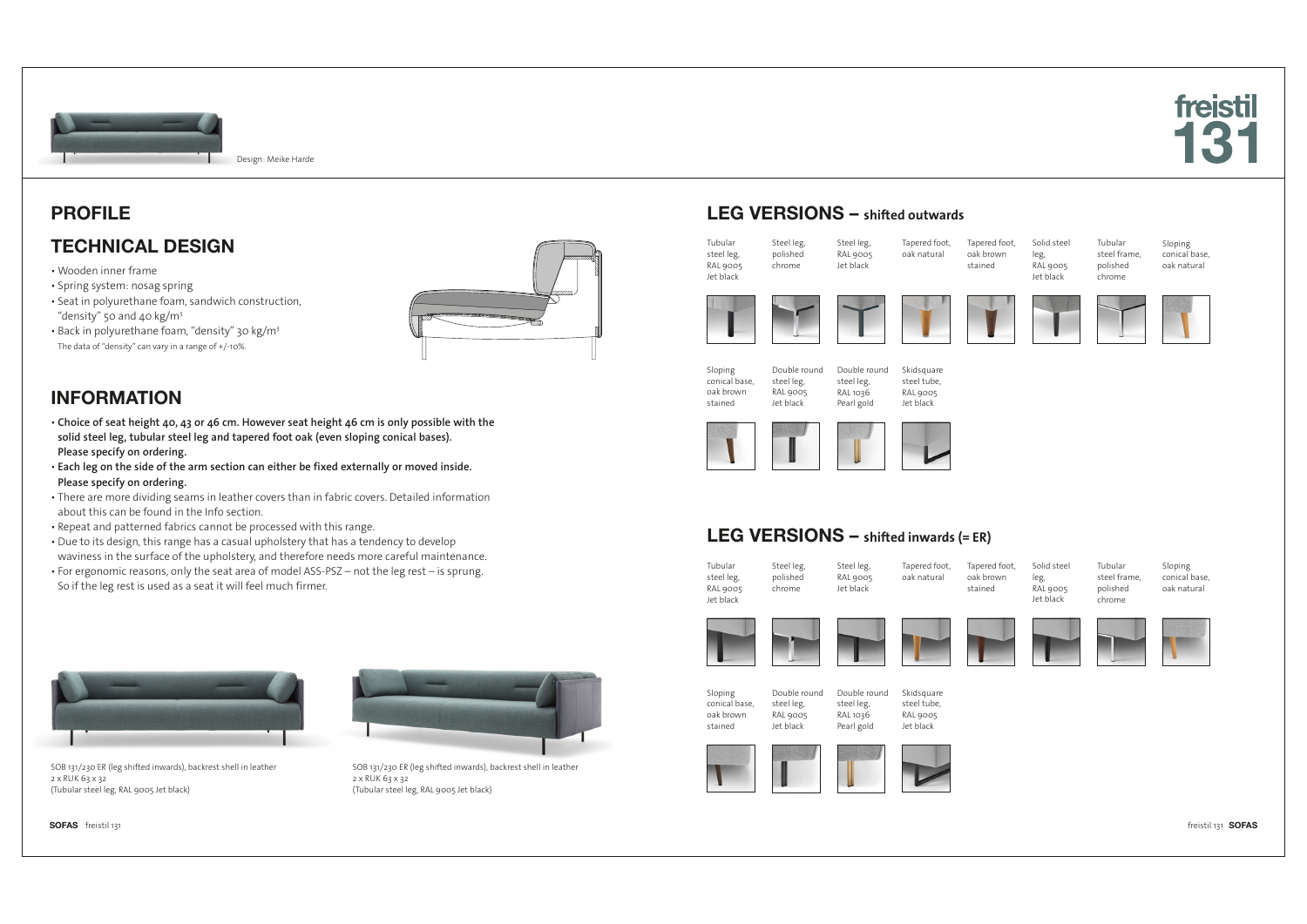Design: Meike Harde

# freistil 131

## PROFILE

## TECHNICAL DESIGN

- Wooden inner frame
- Spring system: nosag spring
- Seat in polyurethane foam, sandwich construction, "density" 50 and 40 kg/m³
- Back in polyurethane foam, "density" 30 kg/m³

The data of "density" can vary in a range of +/-10%.

## INFORMATION

- **Choice of seat height 40, 43 or 46 cm. However seat height 46 cm is only possible with the solid steel leg, tubular steel leg and tapered foot oak (even sloping conical bases). Please specify on ordering.**
- **Each leg on the side of the arm section can either be fixed externally or moved inside. Please specify on ordering.**
- There are more dividing seams in leather covers than in fabric covers. Detailed information about this can be found in the Info section.
- Repeat and patterned fabrics cannot be processed with this range.
- Due to its design, this range has a casual upholstery that has a tendency to develop waviness in the surface of the upholstery, and therefore needs more careful maintenance.
- For ergonomic reasons, only the seat area of model ASS-PSZ – not the leg rest – is sprung. So if the leg rest is used as a seat it will feel much firmer.

SOB 131/230 ER (leg shifted inwards), backrest shell in leather
2 x RUK 63 x 32
(Tubular steel leg, RAL 9005 Jet black)

SOB 131/230 ER (leg shifted inwards), backrest shell in leather
2 x RUK 63 x 32
(Tubular steel leg, RAL 9005 Jet black)

## LEG VERSIONS – shifted outwards

- Tubular steel leg, RAL 9005 Jet black
- Steel leg, polished chrome
- Steel leg, RAL 9005 Jet black
- Tapered foot, oak natural
- Tapered foot, oak brown stained
- Solid steel leg, RAL 9005 Jet black
- Tubular steel frame, polished chrome
- Sloping conical base, oak natural
- Sloping conical base, oak brown stained
- Double round steel leg, RAL 9005 Jet black
- Double round steel leg, RAL 1036 Pearl gold
- Skidsquare steel tube, RAL 9005 Jet black

## LEG VERSIONS – shifted inwards (= ER)

- Tubular steel leg, RAL 9005 Jet black
- Steel leg, polished chrome
- Steel leg, RAL 9005 Jet black
- Tapered foot, oak natural
- Tapered foot, oak brown stained
- Solid steel leg, RAL 9005 Jet black
- Tubular steel frame, polished chrome
- Sloping conical base, oak natural
- Sloping conical base, oak brown stained
- Double round steel leg, RAL 9005 Jet black
- Double round steel leg, RAL 1036 Pearl gold
- Skidsquare steel tube, RAL 9005 Jet black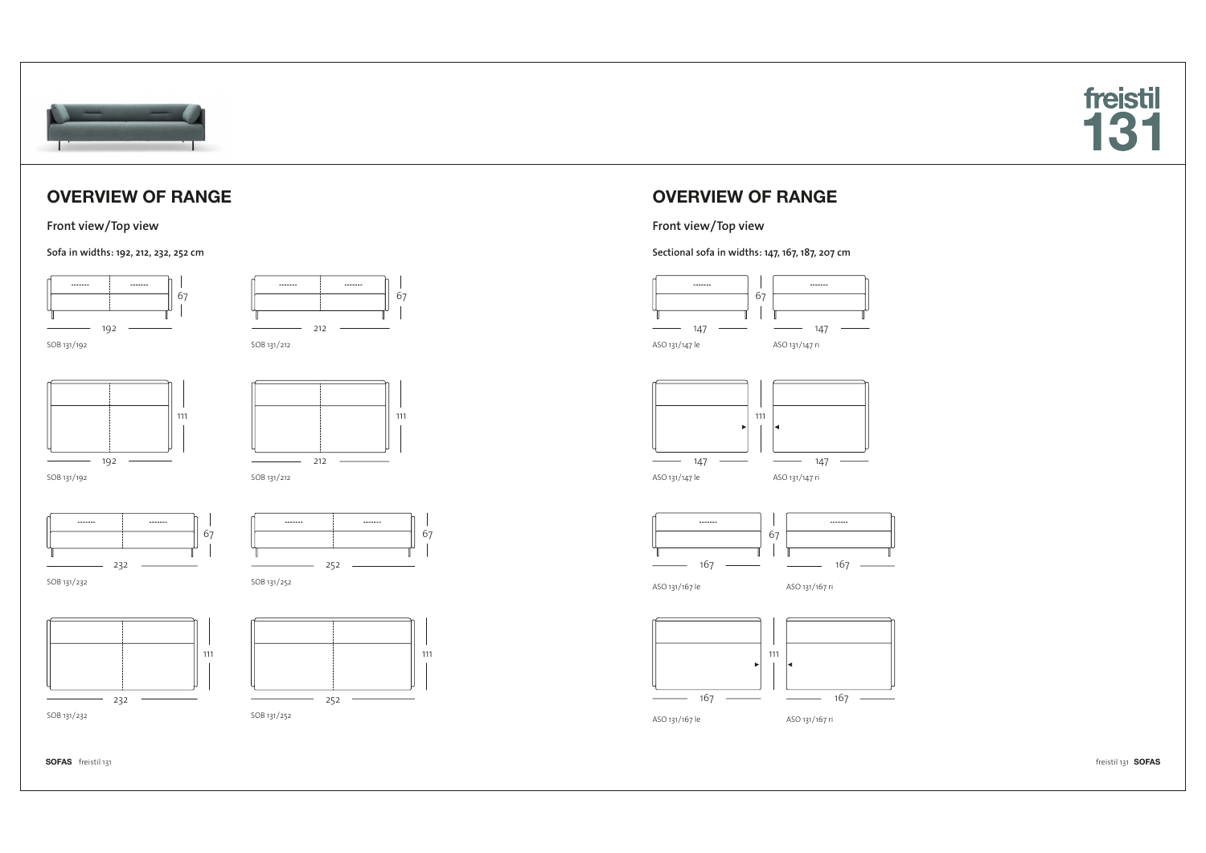# OVERVIEW OF RANGE

## Front view/Top view

Sofa in widths: 192, 212, 232, 252 cm

67
192
SOB 131/192

67
212
SOB 131/212

111
192
SOB 131/192

111
212
SOB 131/212

67
232
SOB 131/232

67
252
SOB 131/252

111
232
SOB 131/232

111
252
SOB 131/252

# OVERVIEW OF RANGE

## Front view/Top view

Sectional sofa in widths: 147, 167, 187, 207 cm

67
147
ASO 131/147 le

147
ASO 131/147 ri

111
147
ASO 131/147 le

147
ASO 131/147 ri

67
167
ASO 131/167 le

167
ASO 131/167 ri

111
167
ASO 131/167 le

167
ASO 131/167 ri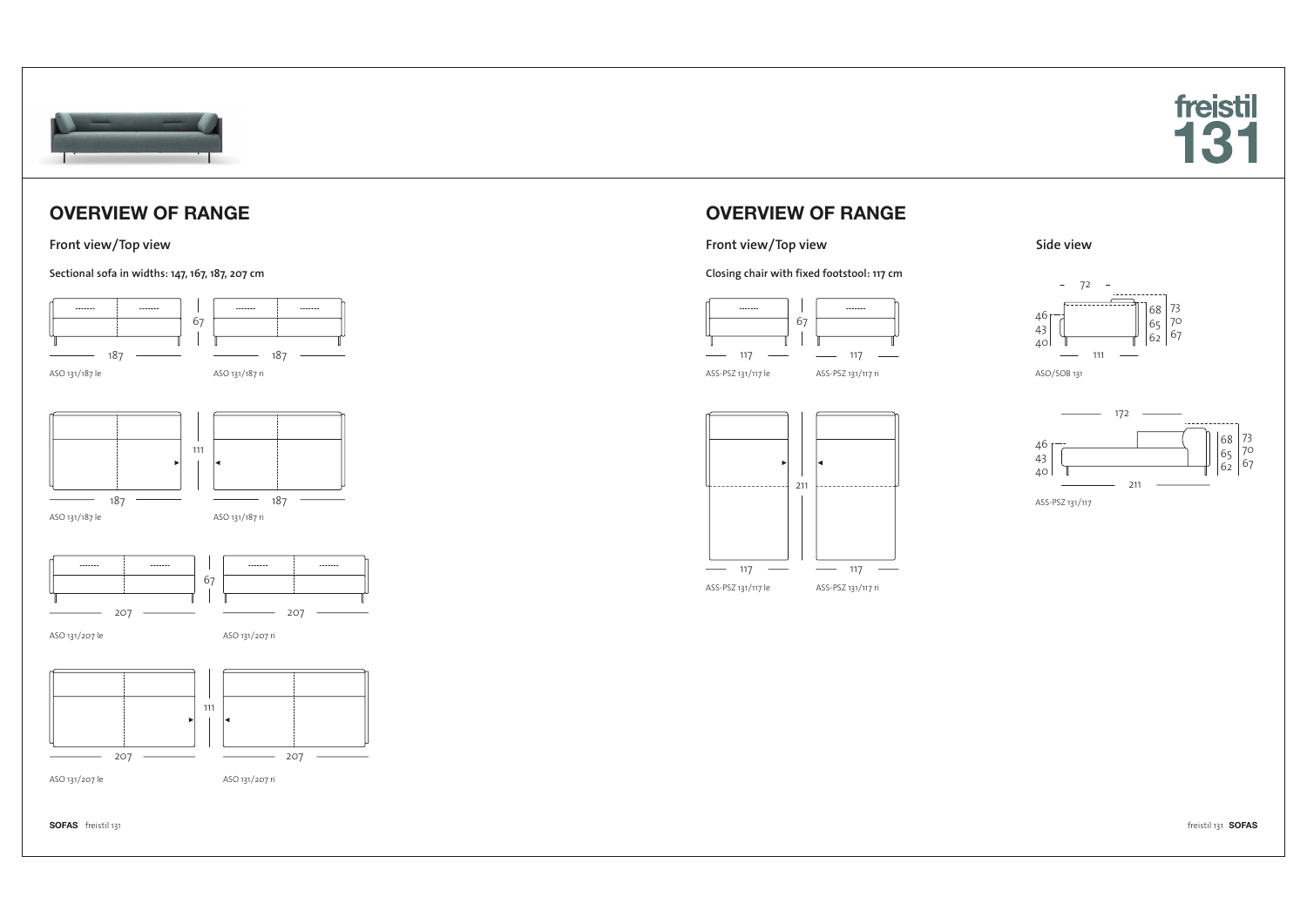freistil 131

## OVERVIEW OF RANGE

### Front view/Top view

**Sectional sofa in widths: 147, 167, 187, 207 cm**

67

187 187

ASO 131/187 le ASO 131/187 ri

111

187 187

ASO 131/187 le ASO 131/187 ri

67

207 207

ASO 131/207 le ASO 131/207 ri

111

207 207

ASO 131/207 le ASO 131/207 ri

## OVERVIEW OF RANGE

### Front view/Top view

**Closing chair with fixed footstool: 117 cm**

67

117 117

ASS-PSZ 131/117 le ASS-PSZ 131/117 ri

211

117 117

ASS-PSZ 131/117 le ASS-PSZ 131/117 ri

### Side view

72

46 43 40

68 65 62

73 70 67

111

ASO/SOB 131

172

46 43 40

68 65 62

73 70 67

211

ASS-PSZ 131/117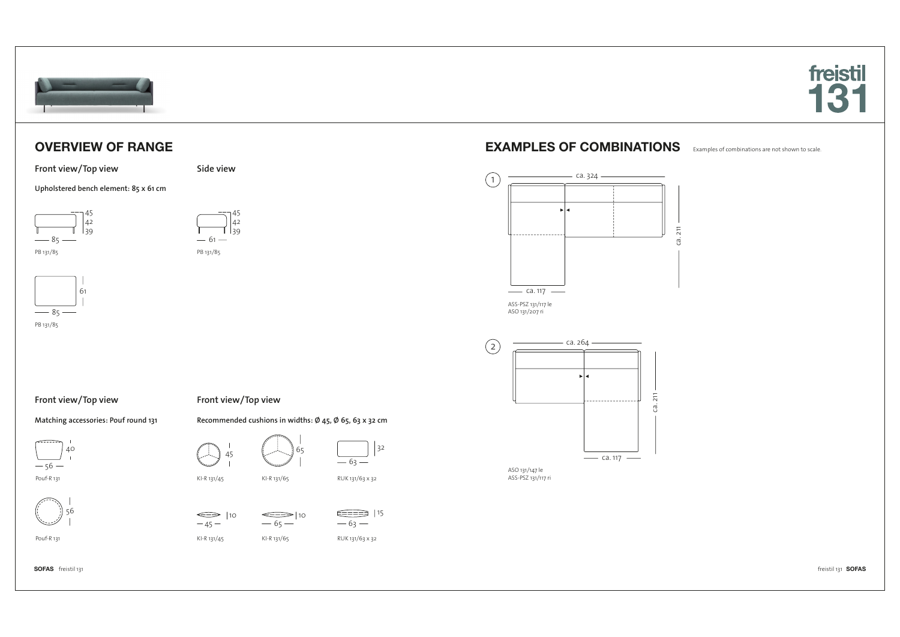freistil
131

## OVERVIEW OF RANGE

### Front view/Top view

**Upholstered bench element: 85 x 61 cm**

45
42
39
85
PB 131/85

61
85
PB 131/85

### Side view

45
42
39
61
PB 131/85

### Front view/Top view

**Matching accessories: Pouf round 131**

40
56
Pouf-R 131

56
Pouf-R 131

### Front view/Top view

**Recommended cushions in widths: Ø 45, Ø 65, 63 x 32 cm**

45
KI-R 131/45

65
KI-R 131/65

32
63
RUK 131/63 x 32

10
45
KI-R 131/45

10
65
KI-R 131/65

15
63
RUK 131/63 x 32

## EXAMPLES OF COMBINATIONS

Examples of combinations are not shown to scale.

1

ca. 324
ca. 211
ca. 117

ASS-PSZ 131/117 le
ASO 131/207 ri

2

ca. 264
ca. 211
ca. 117

ASO 131/147 le
ASS-PSZ 131/117 ri